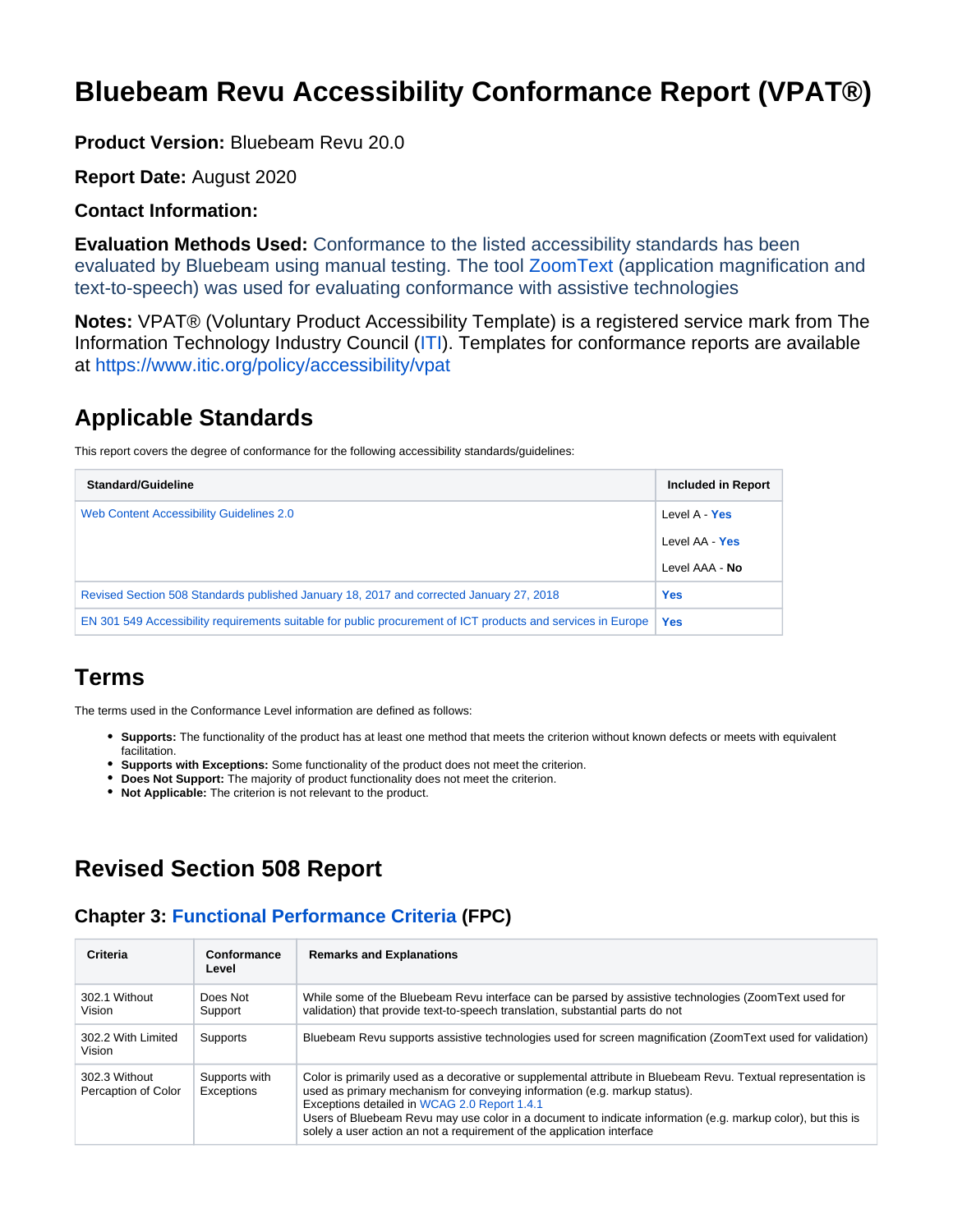# Bluebeam Revu Accessibility Conformance Report (VPAT®)

**Product Version:** Bluebeam Revu 20.0

**Report Date:** August 2020

**Contact Information:**

**Evaluation Methods Used:** Conformance to the listed accessibility standards has been evaluated by Bluebeam using manual testing. The tool ZoomText (application magnification and text-to-speech) was used for evaluating conformance with assistive technologies

**Notes:** VPAT® (Voluntary Product Accessibility Template) is a registered service mark from The Information Technology Industry Council (ITI). Templates for conformance reports are available at https://www.itic.org/policy/accessibility/vpat

## Applicable Standards

This report covers the degree of conformance for the following accessibility standards/guidelines:

| Standard/Guideline | Included in Report |
|---|---|
| Web Content Accessibility Guidelines 2.0 | Level A - **Yes**<br>Level AA - **Yes**<br>Level AAA - **No** |
| Revised Section 508 Standards published January 18, 2017 and corrected January 27, 2018 | **Yes** |
| EN 301 549 Accessibility requirements suitable for public procurement of ICT products and services in Europe | **Yes** |

## Terms

The terms used in the Conformance Level information are defined as follows:

- **Supports:** The functionality of the product has at least one method that meets the criterion without known defects or meets with equivalent facilitation.
- **Supports with Exceptions:** Some functionality of the product does not meet the criterion.
- **Does Not Support:** The majority of product functionality does not meet the criterion.
- **Not Applicable:** The criterion is not relevant to the product.

## Revised Section 508 Report

### Chapter 3: Functional Performance Criteria (FPC)

| Criteria | Conformance Level | Remarks and Explanations |
|---|---|---|
| 302.1 Without Vision | Does Not Support | While some of the Bluebeam Revu interface can be parsed by assistive technologies (ZoomText used for validation) that provide text-to-speech translation, substantial parts do not |
| 302.2 With Limited Vision | Supports | Bluebeam Revu supports assistive technologies used for screen magnification (ZoomText used for validation) |
| 302.3 Without Percaption of Color | Supports with Exceptions | Color is primarily used as a decorative or supplemental attribute in Bluebeam Revu. Textual representation is used as primary mechanism for conveying information (e.g. markup status).<br>Exceptions detailed in WCAG 2.0 Report 1.4.1<br>Users of Bluebeam Revu may use color in a document to indicate information (e.g. markup color), but this is solely a user action an not a requirement of the application interface |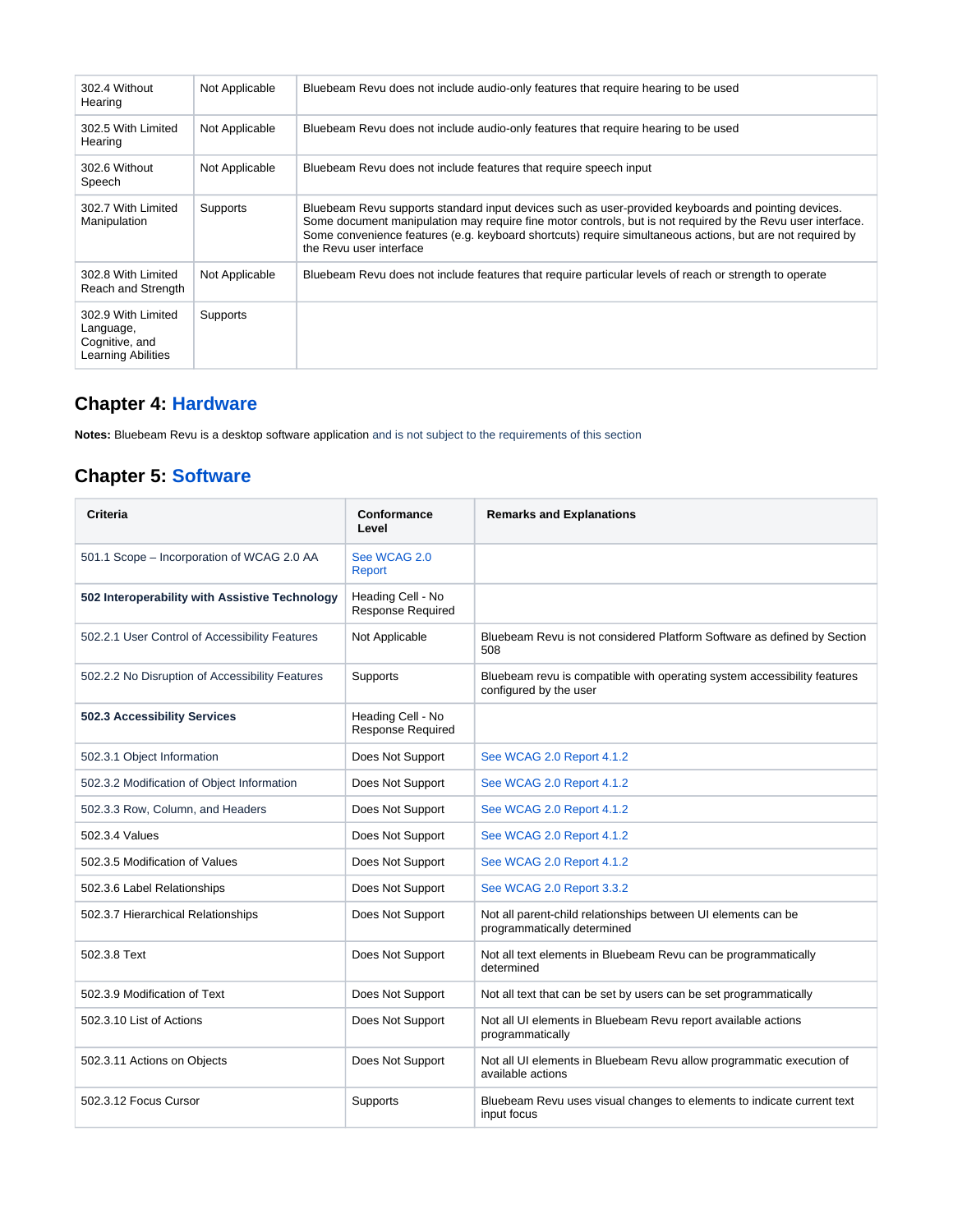| | | |
|---|---|---|
| 302.4 Without Hearing | Not Applicable | Bluebeam Revu does not include audio-only features that require hearing to be used |
| 302.5 With Limited Hearing | Not Applicable | Bluebeam Revu does not include audio-only features that require hearing to be used |
| 302.6 Without Speech | Not Applicable | Bluebeam Revu does not include features that require speech input |
| 302.7 With Limited Manipulation | Supports | Bluebeam Revu supports standard input devices such as user-provided keyboards and pointing devices. Some document manipulation may require fine motor controls, but is not required by the Revu user interface. Some convenience features (e.g. keyboard shortcuts) require simultaneous actions, but are not required by the Revu user interface |
| 302.8 With Limited Reach and Strength | Not Applicable | Bluebeam Revu does not include features that require particular levels of reach or strength to operate |
| 302.9 With Limited Language, Cognitive, and Learning Abilities | Supports | |

## Chapter 4: Hardware

**Notes:** Bluebeam Revu is a desktop software application and is not subject to the requirements of this section

## Chapter 5: Software

| Criteria | Conformance Level | Remarks and Explanations |
|---|---|---|
| 501.1 Scope – Incorporation of WCAG 2.0 AA | See WCAG 2.0 Report | |
| **502 Interoperability with Assistive Technology** | Heading Cell - No Response Required | |
| 502.2.1 User Control of Accessibility Features | Not Applicable | Bluebeam Revu is not considered Platform Software as defined by Section 508 |
| 502.2.2 No Disruption of Accessibility Features | Supports | Bluebeam revu is compatible with operating system accessibility features configured by the user |
| **502.3 Accessibility Services** | Heading Cell - No Response Required | |
| 502.3.1 Object Information | Does Not Support | See WCAG 2.0 Report 4.1.2 |
| 502.3.2 Modification of Object Information | Does Not Support | See WCAG 2.0 Report 4.1.2 |
| 502.3.3 Row, Column, and Headers | Does Not Support | See WCAG 2.0 Report 4.1.2 |
| 502.3.4 Values | Does Not Support | See WCAG 2.0 Report 4.1.2 |
| 502.3.5 Modification of Values | Does Not Support | See WCAG 2.0 Report 4.1.2 |
| 502.3.6 Label Relationships | Does Not Support | See WCAG 2.0 Report 3.3.2 |
| 502.3.7 Hierarchical Relationships | Does Not Support | Not all parent-child relationships between UI elements can be programmatically determined |
| 502.3.8 Text | Does Not Support | Not all text elements in Bluebeam Revu can be programmatically determined |
| 502.3.9 Modification of Text | Does Not Support | Not all text that can be set by users can be set programmatically |
| 502.3.10 List of Actions | Does Not Support | Not all UI elements in Bluebeam Revu report available actions programmatically |
| 502.3.11 Actions on Objects | Does Not Support | Not all UI elements in Bluebeam Revu allow programmatic execution of available actions |
| 502.3.12 Focus Cursor | Supports | Bluebeam Revu uses visual changes to elements to indicate current text input focus |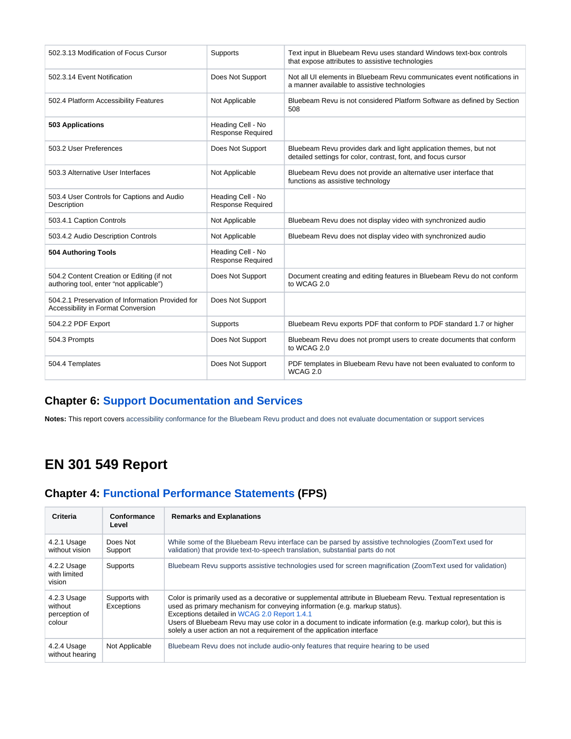| | | |
|---|---|---|
| 502.3.13 Modification of Focus Cursor | Supports | Text input in Bluebeam Revu uses standard Windows text-box controls that expose attributes to assistive technologies |
| 502.3.14 Event Notification | Does Not Support | Not all UI elements in Bluebeam Revu communicates event notifications in a manner available to assistive technologies |
| 502.4 Platform Accessibility Features | Not Applicable | Bluebeam Revu is not considered Platform Software as defined by Section 508 |
| **503 Applications** | Heading Cell - No Response Required | |
| 503.2 User Preferences | Does Not Support | Bluebeam Revu provides dark and light application themes, but not detailed settings for color, contrast, font, and focus cursor |
| 503.3 Alternative User Interfaces | Not Applicable | Bluebeam Revu does not provide an alternative user interface that functions as assistive technology |
| 503.4 User Controls for Captions and Audio Description | Heading Cell - No Response Required | |
| 503.4.1 Caption Controls | Not Applicable | Bluebeam Revu does not display video with synchronized audio |
| 503.4.2 Audio Description Controls | Not Applicable | Bluebeam Revu does not display video with synchronized audio |
| **504 Authoring Tools** | Heading Cell - No Response Required | |
| 504.2 Content Creation or Editing (if not authoring tool, enter "not applicable") | Does Not Support | Document creating and editing features in Bluebeam Revu do not conform to WCAG 2.0 |
| 504.2.1 Preservation of Information Provided for Accessibility in Format Conversion | Does Not Support | |
| 504.2.2 PDF Export | Supports | Bluebeam Revu exports PDF that conform to PDF standard 1.7 or higher |
| 504.3 Prompts | Does Not Support | Bluebeam Revu does not prompt users to create documents that conform to WCAG 2.0 |
| 504.4 Templates | Does Not Support | PDF templates in Bluebeam Revu have not been evaluated to conform to WCAG 2.0 |

## Chapter 6: Support Documentation and Services

**Notes:** This report covers accessibility conformance for the Bluebeam Revu product and does not evaluate documentation or support services

# EN 301 549 Report

## Chapter 4: Functional Performance Statements (FPS)

| Criteria | Conformance Level | Remarks and Explanations |
|---|---|---|
| 4.2.1 Usage without vision | Does Not Support | While some of the Bluebeam Revu interface can be parsed by assistive technologies (ZoomText used for validation) that provide text-to-speech translation, substantial parts do not |
| 4.2.2 Usage with limited vision | Supports | Bluebeam Revu supports assistive technologies used for screen magnification (ZoomText used for validation) |
| 4.2.3 Usage without perception of colour | Supports with Exceptions | Color is primarily used as a decorative or supplemental attribute in Bluebeam Revu. Textual representation is used as primary mechanism for conveying information (e.g. markup status).<br>Exceptions detailed in WCAG 2.0 Report 1.4.1<br>Users of Bluebeam Revu may use color in a document to indicate information (e.g. markup color), but this is solely a user action an not a requirement of the application interface |
| 4.2.4 Usage without hearing | Not Applicable | Bluebeam Revu does not include audio-only features that require hearing to be used |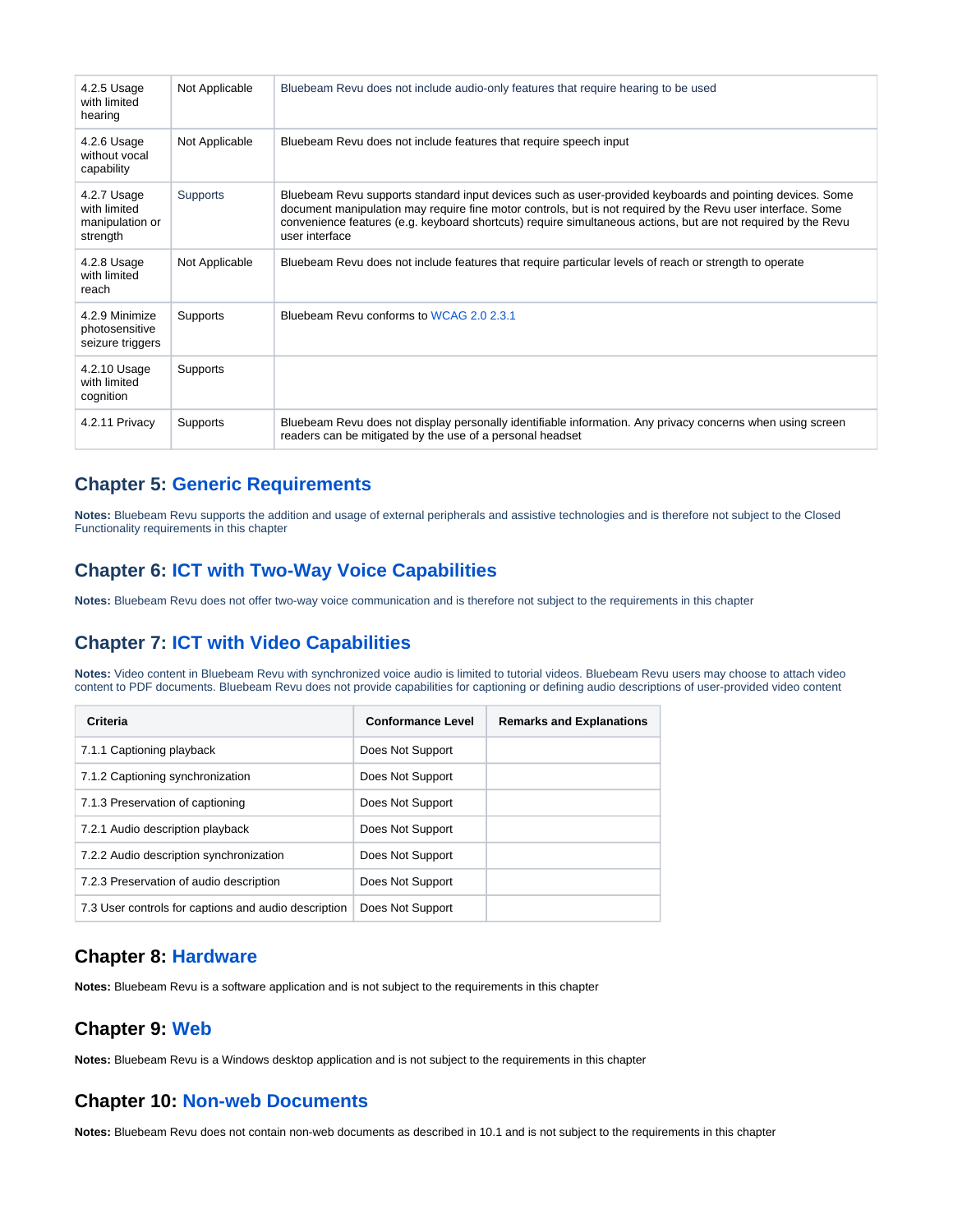| | | |
|---|---|---|
| 4.2.5 Usage with limited hearing | Not Applicable | Bluebeam Revu does not include audio-only features that require hearing to be used |
| 4.2.6 Usage without vocal capability | Not Applicable | Bluebeam Revu does not include features that require speech input |
| 4.2.7 Usage with limited manipulation or strength | Supports | Bluebeam Revu supports standard input devices such as user-provided keyboards and pointing devices. Some document manipulation may require fine motor controls, but is not required by the Revu user interface. Some convenience features (e.g. keyboard shortcuts) require simultaneous actions, but are not required by the Revu user interface |
| 4.2.8 Usage with limited reach | Not Applicable | Bluebeam Revu does not include features that require particular levels of reach or strength to operate |
| 4.2.9 Minimize photosensitive seizure triggers | Supports | Bluebeam Revu conforms to WCAG 2.0 2.3.1 |
| 4.2.10 Usage with limited cognition | Supports | |
| 4.2.11 Privacy | Supports | Bluebeam Revu does not display personally identifiable information. Any privacy concerns when using screen readers can be mitigated by the use of a personal headset |

## Chapter 5: Generic Requirements

**Notes:** Bluebeam Revu supports the addition and usage of external peripherals and assistive technologies and is therefore not subject to the Closed Functionality requirements in this chapter

## Chapter 6: ICT with Two-Way Voice Capabilities

**Notes:** Bluebeam Revu does not offer two-way voice communication and is therefore not subject to the requirements in this chapter

## Chapter 7: ICT with Video Capabilities

**Notes:** Video content in Bluebeam Revu with synchronized voice audio is limited to tutorial videos. Bluebeam Revu users may choose to attach video content to PDF documents. Bluebeam Revu does not provide capabilities for captioning or defining audio descriptions of user-provided video content

| Criteria | Conformance Level | Remarks and Explanations |
|---|---|---|
| 7.1.1 Captioning playback | Does Not Support | |
| 7.1.2 Captioning synchronization | Does Not Support | |
| 7.1.3 Preservation of captioning | Does Not Support | |
| 7.2.1 Audio description playback | Does Not Support | |
| 7.2.2 Audio description synchronization | Does Not Support | |
| 7.2.3 Preservation of audio description | Does Not Support | |
| 7.3 User controls for captions and audio description | Does Not Support | |

## Chapter 8: Hardware

**Notes:** Bluebeam Revu is a software application and is not subject to the requirements in this chapter

## Chapter 9: Web

**Notes:** Bluebeam Revu is a Windows desktop application and is not subject to the requirements in this chapter

## Chapter 10: Non-web Documents

**Notes:** Bluebeam Revu does not contain non-web documents as described in 10.1 and is not subject to the requirements in this chapter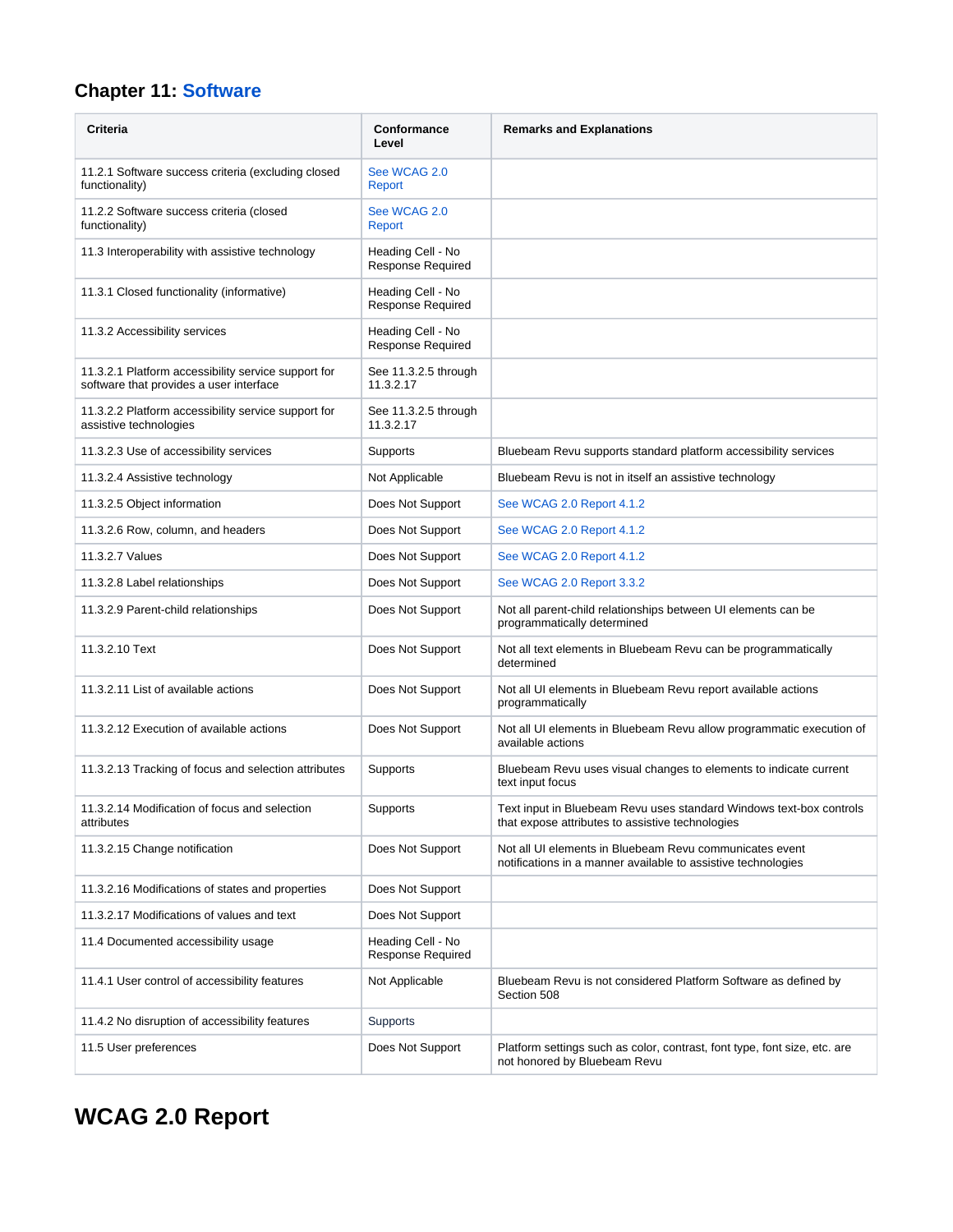## Chapter 11: Software

| Criteria | Conformance Level | Remarks and Explanations |
| --- | --- | --- |
| 11.2.1 Software success criteria (excluding closed functionality) | See WCAG 2.0 Report | |
| 11.2.2 Software success criteria (closed functionality) | See WCAG 2.0 Report | |
| 11.3 Interoperability with assistive technology | Heading Cell - No Response Required | |
| 11.3.1 Closed functionality (informative) | Heading Cell - No Response Required | |
| 11.3.2 Accessibility services | Heading Cell - No Response Required | |
| 11.3.2.1 Platform accessibility service support for software that provides a user interface | See 11.3.2.5 through 11.3.2.17 | |
| 11.3.2.2 Platform accessibility service support for assistive technologies | See 11.3.2.5 through 11.3.2.17 | |
| 11.3.2.3 Use of accessibility services | Supports | Bluebeam Revu supports standard platform accessibility services |
| 11.3.2.4 Assistive technology | Not Applicable | Bluebeam Revu is not in itself an assistive technology |
| 11.3.2.5 Object information | Does Not Support | See WCAG 2.0 Report 4.1.2 |
| 11.3.2.6 Row, column, and headers | Does Not Support | See WCAG 2.0 Report 4.1.2 |
| 11.3.2.7 Values | Does Not Support | See WCAG 2.0 Report 4.1.2 |
| 11.3.2.8 Label relationships | Does Not Support | See WCAG 2.0 Report 3.3.2 |
| 11.3.2.9 Parent-child relationships | Does Not Support | Not all parent-child relationships between UI elements can be programmatically determined |
| 11.3.2.10 Text | Does Not Support | Not all text elements in Bluebeam Revu can be programmatically determined |
| 11.3.2.11 List of available actions | Does Not Support | Not all UI elements in Bluebeam Revu report available actions programmatically |
| 11.3.2.12 Execution of available actions | Does Not Support | Not all UI elements in Bluebeam Revu allow programmatic execution of available actions |
| 11.3.2.13 Tracking of focus and selection attributes | Supports | Bluebeam Revu uses visual changes to elements to indicate current text input focus |
| 11.3.2.14 Modification of focus and selection attributes | Supports | Text input in Bluebeam Revu uses standard Windows text-box controls that expose attributes to assistive technologies |
| 11.3.2.15 Change notification | Does Not Support | Not all UI elements in Bluebeam Revu communicates event notifications in a manner available to assistive technologies |
| 11.3.2.16 Modifications of states and properties | Does Not Support | |
| 11.3.2.17 Modifications of values and text | Does Not Support | |
| 11.4 Documented accessibility usage | Heading Cell - No Response Required | |
| 11.4.1 User control of accessibility features | Not Applicable | Bluebeam Revu is not considered Platform Software as defined by Section 508 |
| 11.4.2 No disruption of accessibility features | Supports | |
| 11.5 User preferences | Does Not Support | Platform settings such as color, contrast, font type, font size, etc. are not honored by Bluebeam Revu |

# WCAG 2.0 Report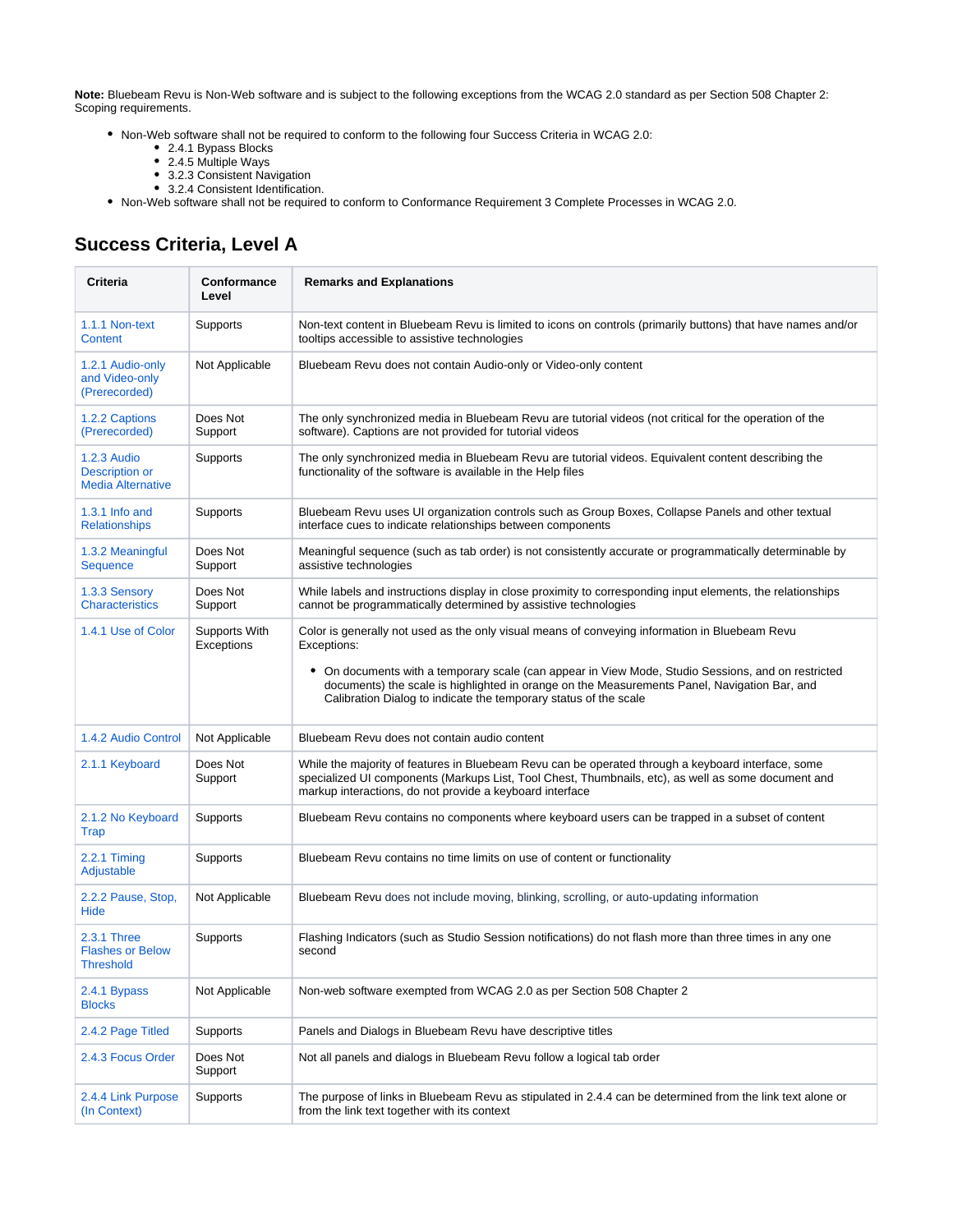**Note:** Bluebeam Revu is Non-Web software and is subject to the following exceptions from the WCAG 2.0 standard as per Section 508 Chapter 2: Scoping requirements.

- Non-Web software shall not be required to conform to the following four Success Criteria in WCAG 2.0:
  - 2.4.1 Bypass Blocks
  - 2.4.5 Multiple Ways
  - 3.2.3 Consistent Navigation
  - 3.2.4 Consistent Identification.
- Non-Web software shall not be required to conform to Conformance Requirement 3 Complete Processes in WCAG 2.0.

## Success Criteria, Level A

| Criteria | Conformance Level | Remarks and Explanations |
|---|---|---|
| 1.1.1 Non-text Content | Supports | Non-text content in Bluebeam Revu is limited to icons on controls (primarily buttons) that have names and/or tooltips accessible to assistive technologies |
| 1.2.1 Audio-only and Video-only (Prerecorded) | Not Applicable | Bluebeam Revu does not contain Audio-only or Video-only content |
| 1.2.2 Captions (Prerecorded) | Does Not Support | The only synchronized media in Bluebeam Revu are tutorial videos (not critical for the operation of the software). Captions are not provided for tutorial videos |
| 1.2.3 Audio Description or Media Alternative | Supports | The only synchronized media in Bluebeam Revu are tutorial videos. Equivalent content describing the functionality of the software is available in the Help files |
| 1.3.1 Info and Relationships | Supports | Bluebeam Revu uses UI organization controls such as Group Boxes, Collapse Panels and other textual interface cues to indicate relationships between components |
| 1.3.2 Meaningful Sequence | Does Not Support | Meaningful sequence (such as tab order) is not consistently accurate or programmatically determinable by assistive technologies |
| 1.3.3 Sensory Characteristics | Does Not Support | While labels and instructions display in close proximity to corresponding input elements, the relationships cannot be programmatically determined by assistive technologies |
| 1.4.1 Use of Color | Supports With Exceptions | Color is generally not used as the only visual means of conveying information in Bluebeam Revu Exceptions:<br>• On documents with a temporary scale (can appear in View Mode, Studio Sessions, and on restricted documents) the scale is highlighted in orange on the Measurements Panel, Navigation Bar, and Calibration Dialog to indicate the temporary status of the scale |
| 1.4.2 Audio Control | Not Applicable | Bluebeam Revu does not contain audio content |
| 2.1.1 Keyboard | Does Not Support | While the majority of features in Bluebeam Revu can be operated through a keyboard interface, some specialized UI components (Markups List, Tool Chest, Thumbnails, etc), as well as some document and markup interactions, do not provide a keyboard interface |
| 2.1.2 No Keyboard Trap | Supports | Bluebeam Revu contains no components where keyboard users can be trapped in a subset of content |
| 2.2.1 Timing Adjustable | Supports | Bluebeam Revu contains no time limits on use of content or functionality |
| 2.2.2 Pause, Stop, Hide | Not Applicable | Bluebeam Revu does not include moving, blinking, scrolling, or auto-updating information |
| 2.3.1 Three Flashes or Below Threshold | Supports | Flashing Indicators (such as Studio Session notifications) do not flash more than three times in any one second |
| 2.4.1 Bypass Blocks | Not Applicable | Non-web software exempted from WCAG 2.0 as per Section 508 Chapter 2 |
| 2.4.2 Page Titled | Supports | Panels and Dialogs in Bluebeam Revu have descriptive titles |
| 2.4.3 Focus Order | Does Not Support | Not all panels and dialogs in Bluebeam Revu follow a logical tab order |
| 2.4.4 Link Purpose (In Context) | Supports | The purpose of links in Bluebeam Revu as stipulated in 2.4.4 can be determined from the link text alone or from the link text together with its context |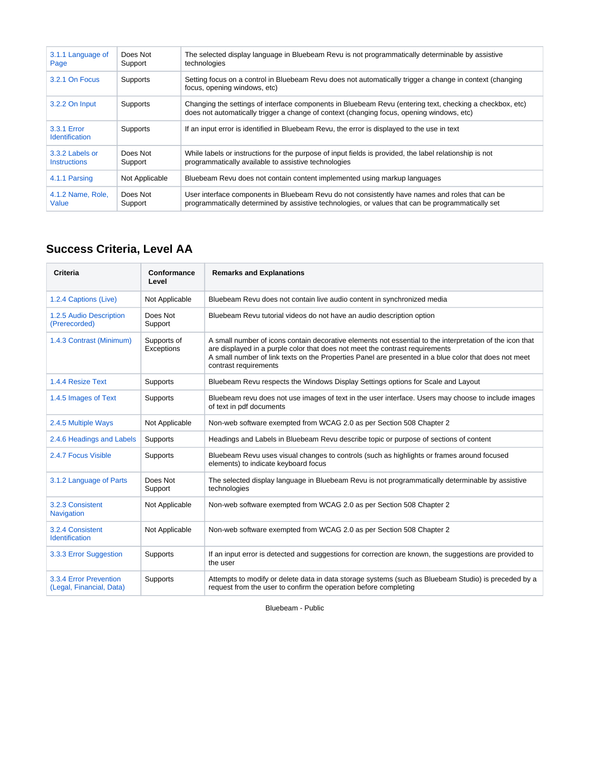| | | |
|---|---|---|
| 3.1.1 Language of Page | Does Not Support | The selected display language in Bluebeam Revu is not programmatically determinable by assistive technologies |
| 3.2.1 On Focus | Supports | Setting focus on a control in Bluebeam Revu does not automatically trigger a change in context (changing focus, opening windows, etc) |
| 3.2.2 On Input | Supports | Changing the settings of interface components in Bluebeam Revu (entering text, checking a checkbox, etc) does not automatically trigger a change of context (changing focus, opening windows, etc) |
| 3.3.1 Error Identification | Supports | If an input error is identified in Bluebeam Revu, the error is displayed to the use in text |
| 3.3.2 Labels or Instructions | Does Not Support | While labels or instructions for the purpose of input fields is provided, the label relationship is not programmatically available to assistive technologies |
| 4.1.1 Parsing | Not Applicable | Bluebeam Revu does not contain content implemented using markup languages |
| 4.1.2 Name, Role, Value | Does Not Support | User interface components in Bluebeam Revu do not consistently have names and roles that can be programmatically determined by assistive technologies, or values that can be programmatically set |

## Success Criteria, Level AA

| Criteria | Conformance Level | Remarks and Explanations |
|---|---|---|
| 1.2.4 Captions (Live) | Not Applicable | Bluebeam Revu does not contain live audio content in synchronized media |
| 1.2.5 Audio Description (Prerecorded) | Does Not Support | Bluebeam Revu tutorial videos do not have an audio description option |
| 1.4.3 Contrast (Minimum) | Supports of Exceptions | A small number of icons contain decorative elements not essential to the interpretation of the icon that are displayed in a purple color that does not meet the contrast requirements<br>A small number of link texts on the Properties Panel are presented in a blue color that does not meet contrast requirements |
| 1.4.4 Resize Text | Supports | Bluebeam Revu respects the Windows Display Settings options for Scale and Layout |
| 1.4.5 Images of Text | Supports | Bluebeam revu does not use images of text in the user interface. Users may choose to include images of text in pdf documents |
| 2.4.5 Multiple Ways | Not Applicable | Non-web software exempted from WCAG 2.0 as per Section 508 Chapter 2 |
| 2.4.6 Headings and Labels | Supports | Headings and Labels in Bluebeam Revu describe topic or purpose of sections of content |
| 2.4.7 Focus Visible | Supports | Bluebeam Revu uses visual changes to controls (such as highlights or frames around focused elements) to indicate keyboard focus |
| 3.1.2 Language of Parts | Does Not Support | The selected display language in Bluebeam Revu is not programmatically determinable by assistive technologies |
| 3.2.3 Consistent Navigation | Not Applicable | Non-web software exempted from WCAG 2.0 as per Section 508 Chapter 2 |
| 3.2.4 Consistent Identification | Not Applicable | Non-web software exempted from WCAG 2.0 as per Section 508 Chapter 2 |
| 3.3.3 Error Suggestion | Supports | If an input error is detected and suggestions for correction are known, the suggestions are provided to the user |
| 3.3.4 Error Prevention (Legal, Financial, Data) | Supports | Attempts to modify or delete data in data storage systems (such as Bluebeam Studio) is preceded by a request from the user to confirm the operation before completing |

Bluebeam - Public